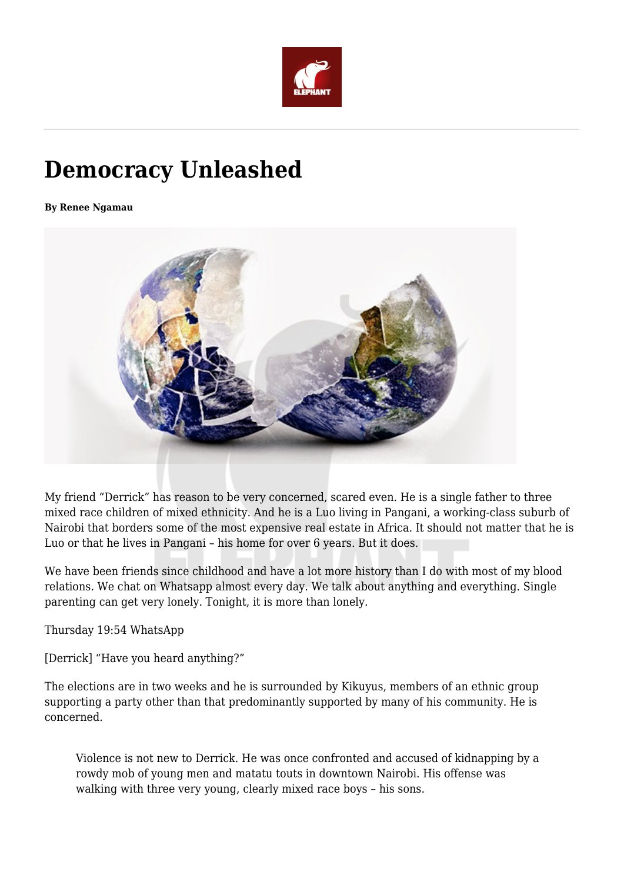# Democracy Unleashed

**By Renee Ngamau**

My friend "Derrick" has reason to be very concerned, scared even. He is a single father to three mixed race children of mixed ethnicity. And he is a Luo living in Pangani, a working-class suburb of Nairobi that borders some of the most expensive real estate in Africa. It should not matter that he is Luo or that he lives in Pangani – his home for over 6 years. But it does.

We have been friends since childhood and have a lot more history than I do with most of my blood relations. We chat on Whatsapp almost every day. We talk about anything and everything. Single parenting can get very lonely. Tonight, it is more than lonely.

Thursday 19:54 WhatsApp

[Derrick] "Have you heard anything?"

The elections are in two weeks and he is surrounded by Kikuyus, members of an ethnic group supporting a party other than that predominantly supported by many of his community. He is concerned.

> Violence is not new to Derrick. He was once confronted and accused of kidnapping by a rowdy mob of young men and matatu touts in downtown Nairobi. His offense was walking with three very young, clearly mixed race boys – his sons.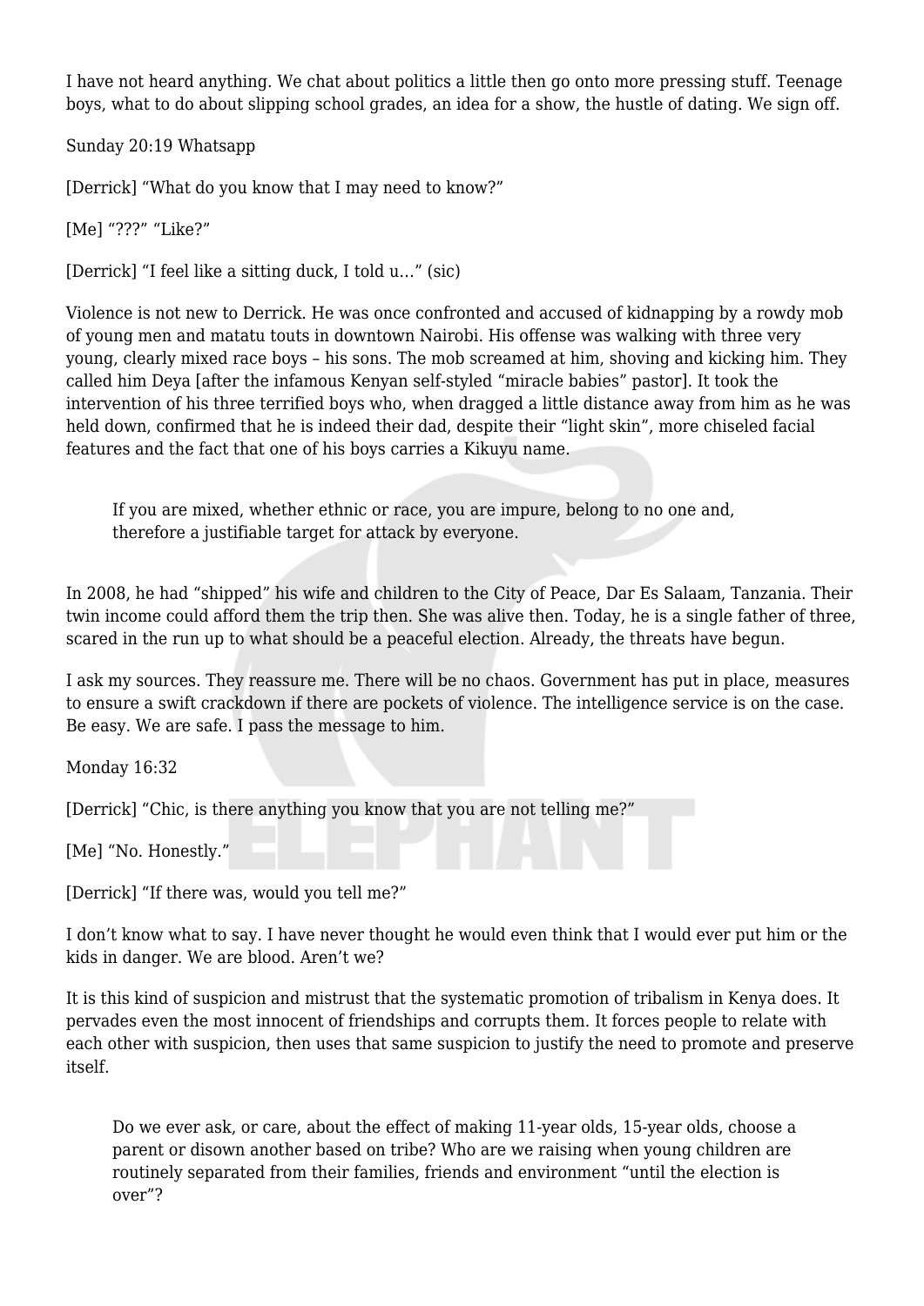I have not heard anything. We chat about politics a little then go onto more pressing stuff. Teenage boys, what to do about slipping school grades, an idea for a show, the hustle of dating. We sign off.

Sunday 20:19 Whatsapp

[Derrick] "What do you know that I may need to know?"

[Me] "???" "Like?"

[Derrick] "I feel like a sitting duck, I told u…" (sic)

Violence is not new to Derrick. He was once confronted and accused of kidnapping by a rowdy mob of young men and matatu touts in downtown Nairobi. His offense was walking with three very young, clearly mixed race boys – his sons. The mob screamed at him, shoving and kicking him. They called him Deya [after the infamous Kenyan self-styled "miracle babies" pastor]. It took the intervention of his three terrified boys who, when dragged a little distance away from him as he was held down, confirmed that he is indeed their dad, despite their "light skin", more chiseled facial features and the fact that one of his boys carries a Kikuyu name.

> If you are mixed, whether ethnic or race, you are impure, belong to no one and, therefore a justifiable target for attack by everyone.

In 2008, he had "shipped" his wife and children to the City of Peace, Dar Es Salaam, Tanzania. Their twin income could afford them the trip then. She was alive then. Today, he is a single father of three, scared in the run up to what should be a peaceful election. Already, the threats have begun.

I ask my sources. They reassure me. There will be no chaos. Government has put in place, measures to ensure a swift crackdown if there are pockets of violence. The intelligence service is on the case. Be easy. We are safe. I pass the message to him.

Monday 16:32

[Derrick] "Chic, is there anything you know that you are not telling me?"

[Me] "No. Honestly."

[Derrick] "If there was, would you tell me?"

I don't know what to say. I have never thought he would even think that I would ever put him or the kids in danger. We are blood. Aren't we?

It is this kind of suspicion and mistrust that the systematic promotion of tribalism in Kenya does. It pervades even the most innocent of friendships and corrupts them. It forces people to relate with each other with suspicion, then uses that same suspicion to justify the need to promote and preserve itself.

> Do we ever ask, or care, about the effect of making 11-year olds, 15-year olds, choose a parent or disown another based on tribe? Who are we raising when young children are routinely separated from their families, friends and environment "until the election is over"?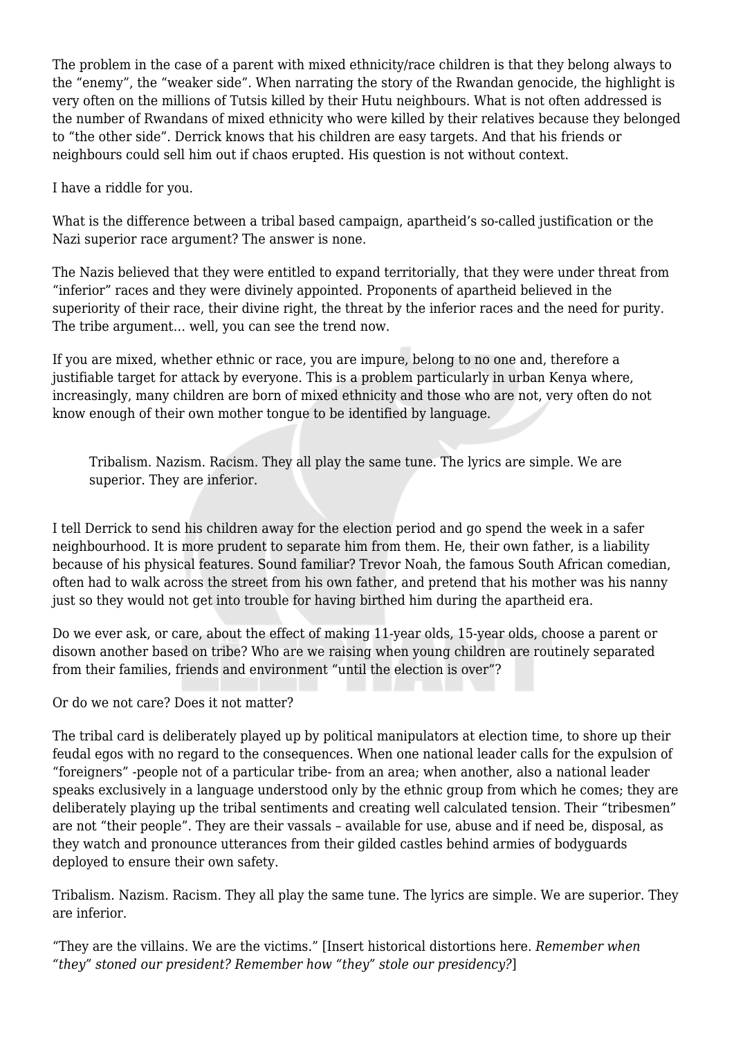The problem in the case of a parent with mixed ethnicity/race children is that they belong always to the "enemy", the "weaker side". When narrating the story of the Rwandan genocide, the highlight is very often on the millions of Tutsis killed by their Hutu neighbours. What is not often addressed is the number of Rwandans of mixed ethnicity who were killed by their relatives because they belonged to "the other side". Derrick knows that his children are easy targets. And that his friends or neighbours could sell him out if chaos erupted. His question is not without context.

I have a riddle for you.

What is the difference between a tribal based campaign, apartheid's so-called justification or the Nazi superior race argument? The answer is none.

The Nazis believed that they were entitled to expand territorially, that they were under threat from "inferior" races and they were divinely appointed. Proponents of apartheid believed in the superiority of their race, their divine right, the threat by the inferior races and the need for purity. The tribe argument… well, you can see the trend now.

If you are mixed, whether ethnic or race, you are impure, belong to no one and, therefore a justifiable target for attack by everyone. This is a problem particularly in urban Kenya where, increasingly, many children are born of mixed ethnicity and those who are not, very often do not know enough of their own mother tongue to be identified by language.

> Tribalism. Nazism. Racism. They all play the same tune. The lyrics are simple. We are superior. They are inferior.

I tell Derrick to send his children away for the election period and go spend the week in a safer neighbourhood. It is more prudent to separate him from them. He, their own father, is a liability because of his physical features. Sound familiar? Trevor Noah, the famous South African comedian, often had to walk across the street from his own father, and pretend that his mother was his nanny just so they would not get into trouble for having birthed him during the apartheid era.

Do we ever ask, or care, about the effect of making 11-year olds, 15-year olds, choose a parent or disown another based on tribe? Who are we raising when young children are routinely separated from their families, friends and environment "until the election is over"?

Or do we not care? Does it not matter?

The tribal card is deliberately played up by political manipulators at election time, to shore up their feudal egos with no regard to the consequences. When one national leader calls for the expulsion of "foreigners" -people not of a particular tribe- from an area; when another, also a national leader speaks exclusively in a language understood only by the ethnic group from which he comes; they are deliberately playing up the tribal sentiments and creating well calculated tension. Their "tribesmen" are not "their people". They are their vassals – available for use, abuse and if need be, disposal, as they watch and pronounce utterances from their gilded castles behind armies of bodyguards deployed to ensure their own safety.

Tribalism. Nazism. Racism. They all play the same tune. The lyrics are simple. We are superior. They are inferior.

"They are the villains. We are the victims." [Insert historical distortions here. *Remember when "they" stoned our president? Remember how "they" stole our presidency?*]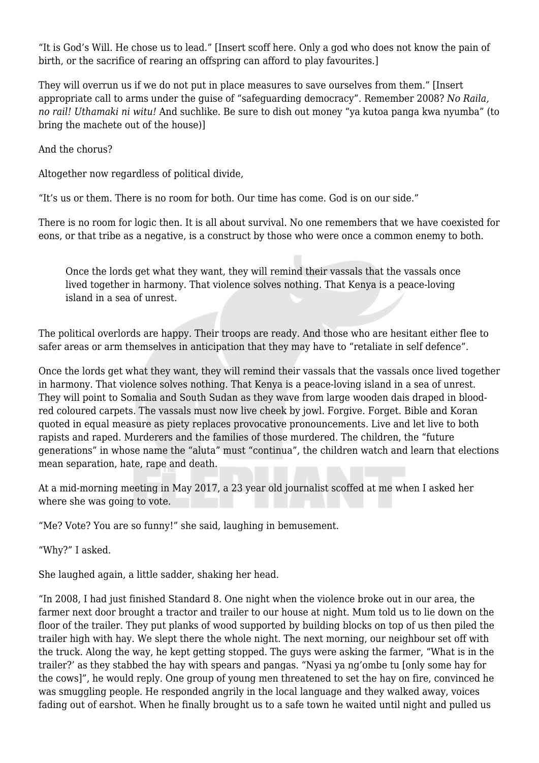"It is God's Will. He chose us to lead." [Insert scoff here. Only a god who does not know the pain of birth, or the sacrifice of rearing an offspring can afford to play favourites.]

They will overrun us if we do not put in place measures to save ourselves from them." [Insert appropriate call to arms under the guise of "safeguarding democracy". Remember 2008? *No Raila, no rail! Uthamaki ni witu!* And suchlike. Be sure to dish out money "ya kutoa panga kwa nyumba" (to bring the machete out of the house)]

And the chorus?

Altogether now regardless of political divide,

"It's us or them. There is no room for both. Our time has come. God is on our side."

There is no room for logic then. It is all about survival. No one remembers that we have coexisted for eons, or that tribe as a negative, is a construct by those who were once a common enemy to both.

> Once the lords get what they want, they will remind their vassals that the vassals once lived together in harmony. That violence solves nothing. That Kenya is a peace-loving island in a sea of unrest.

The political overlords are happy. Their troops are ready. And those who are hesitant either flee to safer areas or arm themselves in anticipation that they may have to "retaliate in self defence".

Once the lords get what they want, they will remind their vassals that the vassals once lived together in harmony. That violence solves nothing. That Kenya is a peace-loving island in a sea of unrest. They will point to Somalia and South Sudan as they wave from large wooden dais draped in blood-red coloured carpets. The vassals must now live cheek by jowl. Forgive. Forget. Bible and Koran quoted in equal measure as piety replaces provocative pronouncements. Live and let live to both rapists and raped. Murderers and the families of those murdered. The children, the "future generations" in whose name the "aluta" must "continua", the children watch and learn that elections mean separation, hate, rape and death.

At a mid-morning meeting in May 2017, a 23 year old journalist scoffed at me when I asked her where she was going to vote.

"Me? Vote? You are so funny!" she said, laughing in bemusement.

"Why?" I asked.

She laughed again, a little sadder, shaking her head.

"In 2008, I had just finished Standard 8. One night when the violence broke out in our area, the farmer next door brought a tractor and trailer to our house at night. Mum told us to lie down on the floor of the trailer. They put planks of wood supported by building blocks on top of us then piled the trailer high with hay. We slept there the whole night. The next morning, our neighbour set off with the truck. Along the way, he kept getting stopped. The guys were asking the farmer, "What is in the trailer?' as they stabbed the hay with spears and pangas. "Nyasi ya ng'ombe tu [only some hay for the cows]", he would reply. One group of young men threatened to set the hay on fire, convinced he was smuggling people. He responded angrily in the local language and they walked away, voices fading out of earshot. When he finally brought us to a safe town he waited until night and pulled us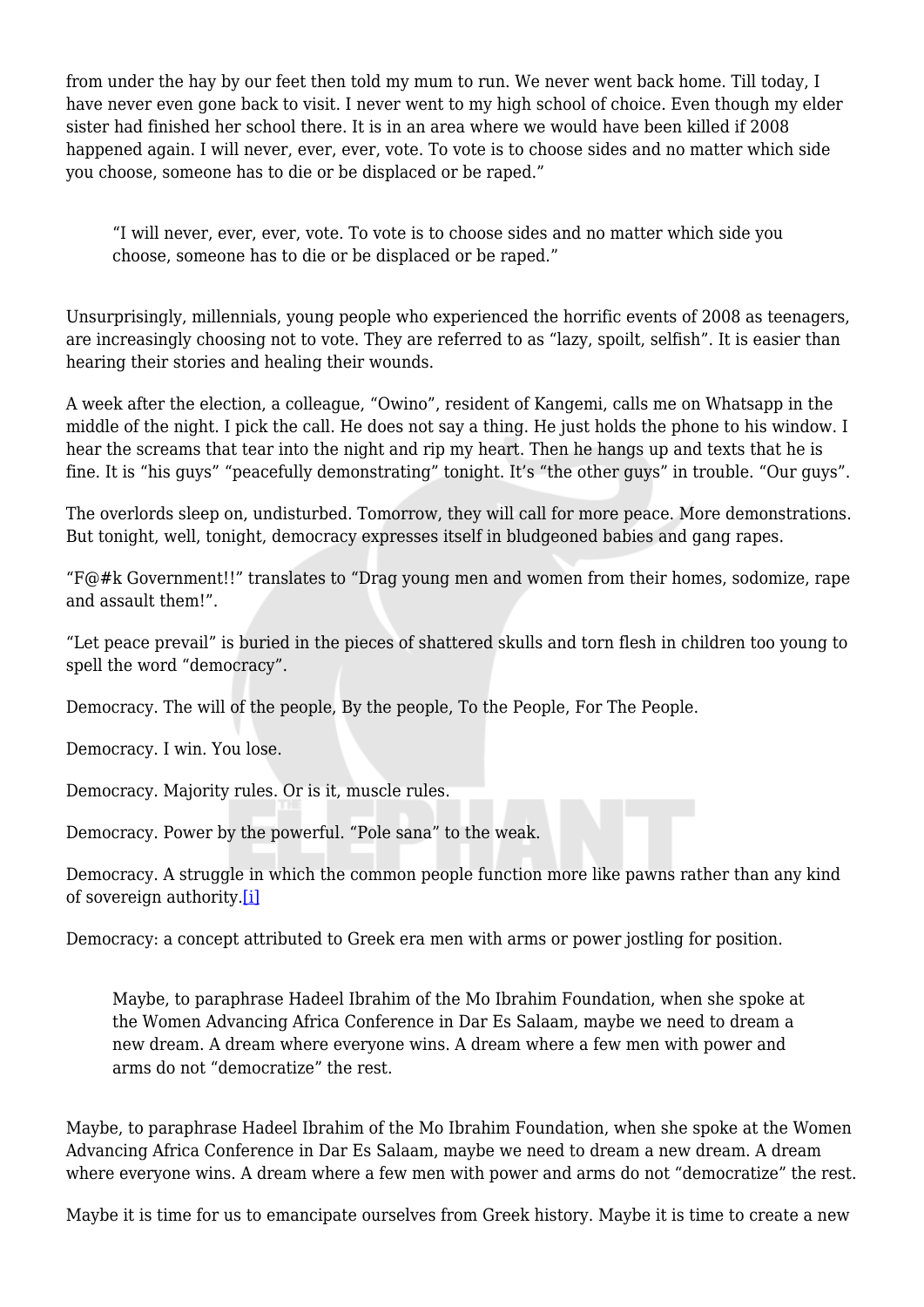from under the hay by our feet then told my mum to run. We never went back home. Till today, I have never even gone back to visit. I never went to my high school of choice. Even though my elder sister had finished her school there. It is in an area where we would have been killed if 2008 happened again. I will never, ever, ever, vote. To vote is to choose sides and no matter which side you choose, someone has to die or be displaced or be raped."

> "I will never, ever, ever, vote. To vote is to choose sides and no matter which side you choose, someone has to die or be displaced or be raped."

Unsurprisingly, millennials, young people who experienced the horrific events of 2008 as teenagers, are increasingly choosing not to vote. They are referred to as "lazy, spoilt, selfish". It is easier than hearing their stories and healing their wounds.

A week after the election, a colleague, "Owino", resident of Kangemi, calls me on Whatsapp in the middle of the night. I pick the call. He does not say a thing. He just holds the phone to his window. I hear the screams that tear into the night and rip my heart. Then he hangs up and texts that he is fine. It is "his guys" "peacefully demonstrating" tonight. It's "the other guys" in trouble. "Our guys".

The overlords sleep on, undisturbed. Tomorrow, they will call for more peace. More demonstrations. But tonight, well, tonight, democracy expresses itself in bludgeoned babies and gang rapes.

"F@#k Government!!" translates to "Drag young men and women from their homes, sodomize, rape and assault them!".

"Let peace prevail" is buried in the pieces of shattered skulls and torn flesh in children too young to spell the word "democracy".

Democracy. The will of the people, By the people, To the People, For The People.

Democracy. I win. You lose.

Democracy. Majority rules. Or is it, muscle rules.

Democracy. Power by the powerful. "Pole sana" to the weak.

Democracy. A struggle in which the common people function more like pawns rather than any kind of sovereign authority.[i]

Democracy: a concept attributed to Greek era men with arms or power jostling for position.

> Maybe, to paraphrase Hadeel Ibrahim of the Mo Ibrahim Foundation, when she spoke at the Women Advancing Africa Conference in Dar Es Salaam, maybe we need to dream a new dream. A dream where everyone wins. A dream where a few men with power and arms do not "democratize" the rest.

Maybe, to paraphrase Hadeel Ibrahim of the Mo Ibrahim Foundation, when she spoke at the Women Advancing Africa Conference in Dar Es Salaam, maybe we need to dream a new dream. A dream where everyone wins. A dream where a few men with power and arms do not "democratize" the rest.

Maybe it is time for us to emancipate ourselves from Greek history. Maybe it is time to create a new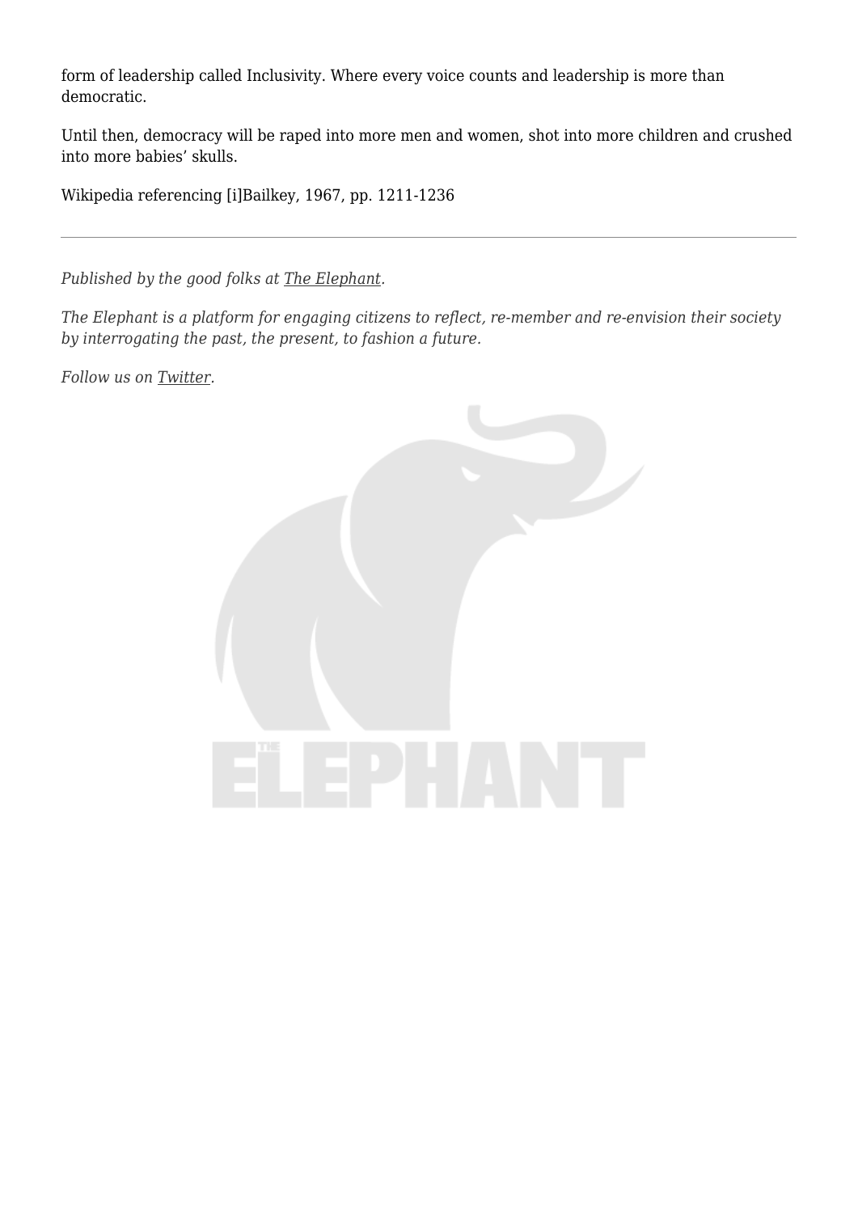form of leadership called Inclusivity. Where every voice counts and leadership is more than democratic.

Until then, democracy will be raped into more men and women, shot into more children and crushed into more babies' skulls.

Wikipedia referencing [i]Bailkey, 1967, pp. 1211-1236

---

*Published by the good folks at The Elephant.*

*The Elephant is a platform for engaging citizens to reflect, re-member and re-envision their society by interrogating the past, the present, to fashion a future.*

*Follow us on Twitter.*